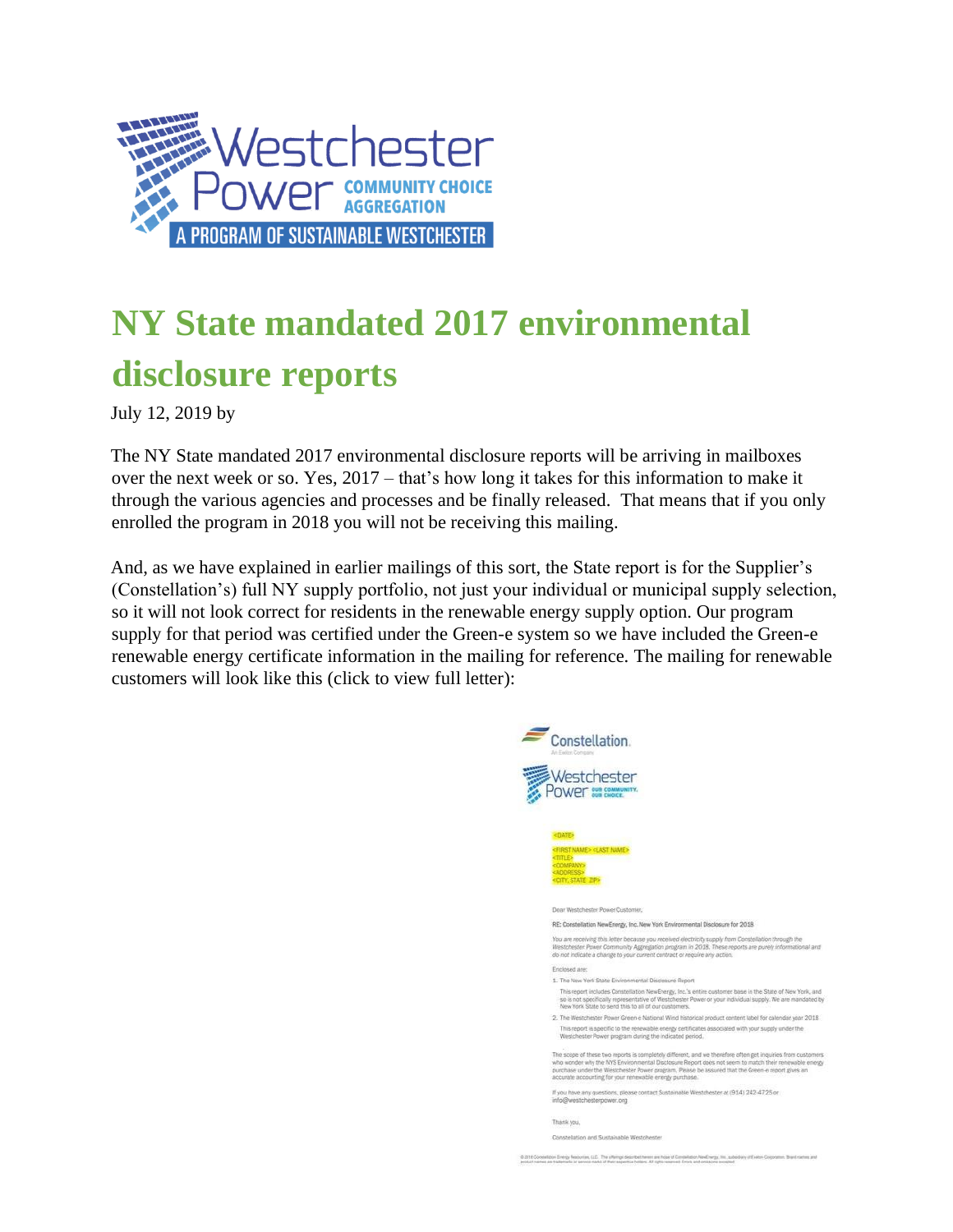# NY State mandated 2017 environmental disclosure reports

July 12, 2019 by

The NY State mandated 2017 environmental disclosure reports will be arriving in mailboxes over the next week or so. Yes, 2017 – that's how long it takes for this information to make it through the various agencies and processes and be finally released. That means that if you only enrolled the program in 2018 you will not be receiving this mailing.

And, as we have explained in earlier mailings of this sort, the State report is for the Supplier's (Constellation's) full NY supply portfolio, not just your individual or municipal supply selection, so it will not look correct for residents in the renewable energy supply option. Our program supply for that period was certified under the Green-e system so we have included the Green-e renewable energy certificate information in the mailing for reference. The mailing for renewable customers will look like this (click to view full letter):

<DATE>

<FIRST NAME> <LAST NAME>
<TITLE>
<COMPANY>
<ADDRESS>
<CITY, STATE ZIP>

Dear Westchester Power Customer,

RE: Constellation NewEnergy, Inc. New York Environmental Disclosure for 2018

*You are receiving this letter because you received electricity supply from Constellation through the Westchester Power Community Aggregation program in 2018. These reports are purely informational and do not indicate a change to your current contract or require any action.*

Enclosed are:

1. The New York State Environmental Disclosure Report

   This report includes Constellation NewEnergy, Inc.'s entire customer base in the State of New York, and so is not specifically representative of Westchester Power or your individual supply. We are mandated by New York State to send this to all of our customers.

2. The Westchester Power Green-e National Wind historical product content label for calendar year 2018

   This report is specific to the renewable energy certificates associated with your supply under the Westchester Power program during the indicated period.

The scope of these two reports is completely different, and we therefore often get inquiries from customers who wonder why the NYS Environmental Disclosure Report does not seem to match their renewable energy purchase under the Westchester Power program. Please be assured that the Green-e report gives an accurate accounting for your renewable energy purchase.

If you have any questions, please contact Sustainable Westchester at (914) 242-4725 or info@westchesterpower.org

Thank you,

Constellation and Sustainable Westchester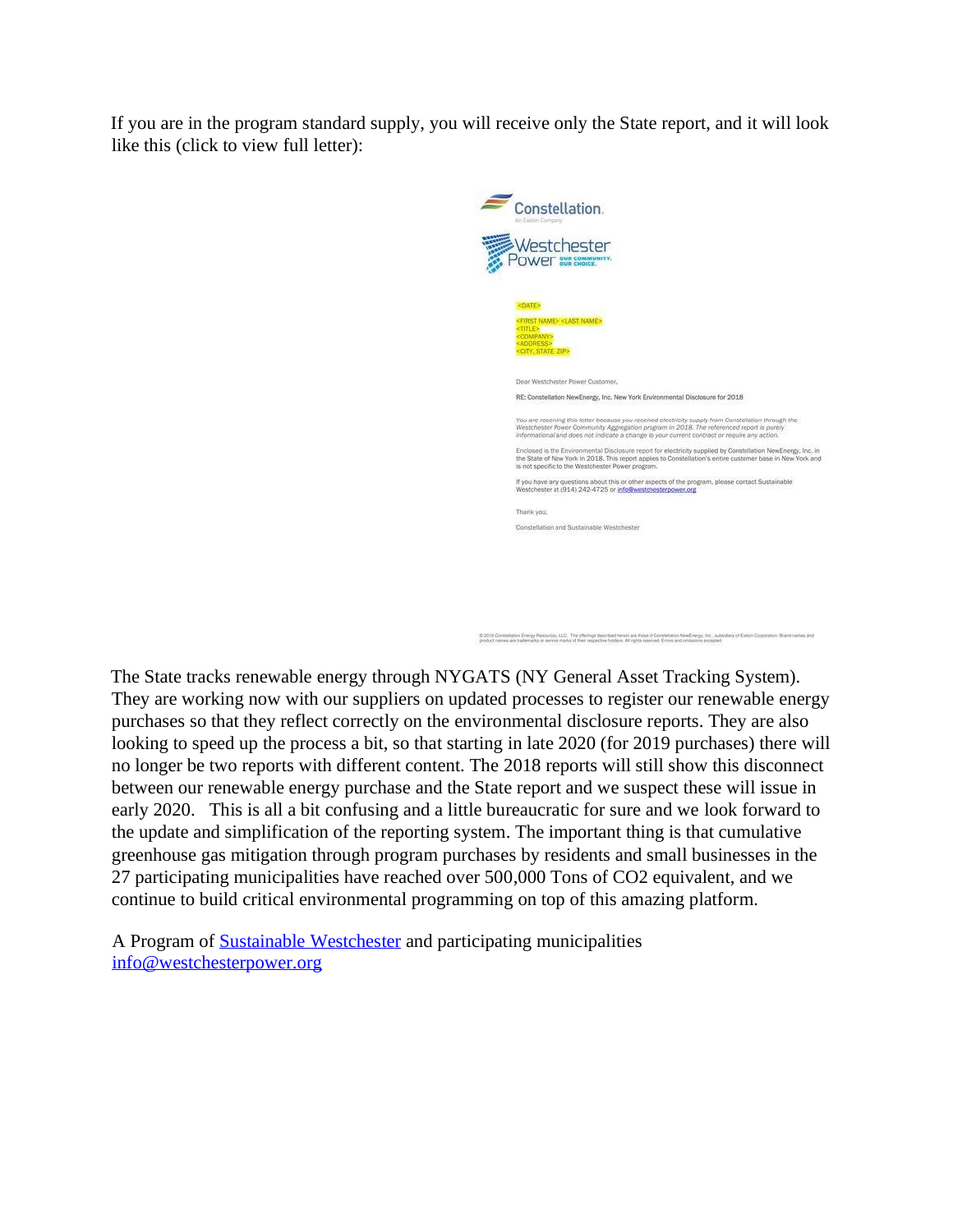If you are in the program standard supply, you will receive only the State report, and it will look like this (click to view full letter):

Constellation
An Exelon Company

Westchester Power OUR COMMUNITY. OUR CHOICE.

<DATE>

<FIRST NAME> <LAST NAME>
<TITLE>
<COMPANY>
<ADDRESS>
<CITY, STATE ZIP>

Dear Westchester Power Customer,

RE: Constellation NewEnergy, Inc. New York Environmental Disclosure for 2018

*You are receiving this letter because you received electricity supply from Constellation through the Westchester Power Community Aggregation program in 2018. The referenced report is purely informational and does not indicate a change to your current contract or require any action.*

Enclosed is the Environmental Disclosure report for electricity supplied by Constellation NewEnergy, Inc. in the State of New York in 2018. This report applies to Constellation's entire customer base in New York and is not specific to the Westchester Power program.

If you have any questions about this or other aspects of the program, please contact Sustainable Westchester at (914) 242-4725 or info@westchesterpower.org

Thank you,

Constellation and Sustainable Westchester

© 2018 Constellation Energy Resources, LLC. The offerings described herein are those of Constellation NewEnergy, Inc., subsidiary of Exelon Corporation. Brand names and product names are trademarks or service marks of their respective holders. All rights reserved. Errors and omissions excepted.

The State tracks renewable energy through NYGATS (NY General Asset Tracking System). They are working now with our suppliers on updated processes to register our renewable energy purchases so that they reflect correctly on the environmental disclosure reports. They are also looking to speed up the process a bit, so that starting in late 2020 (for 2019 purchases) there will no longer be two reports with different content. The 2018 reports will still show this disconnect between our renewable energy purchase and the State report and we suspect these will issue in early 2020. This is all a bit confusing and a little bureaucratic for sure and we look forward to the update and simplification of the reporting system. The important thing is that cumulative greenhouse gas mitigation through program purchases by residents and small businesses in the 27 participating municipalities have reached over 500,000 Tons of $CO_2$ equivalent, and we continue to build critical environmental programming on top of this amazing platform.

A Program of Sustainable Westchester and participating municipalities
info@westchesterpower.org